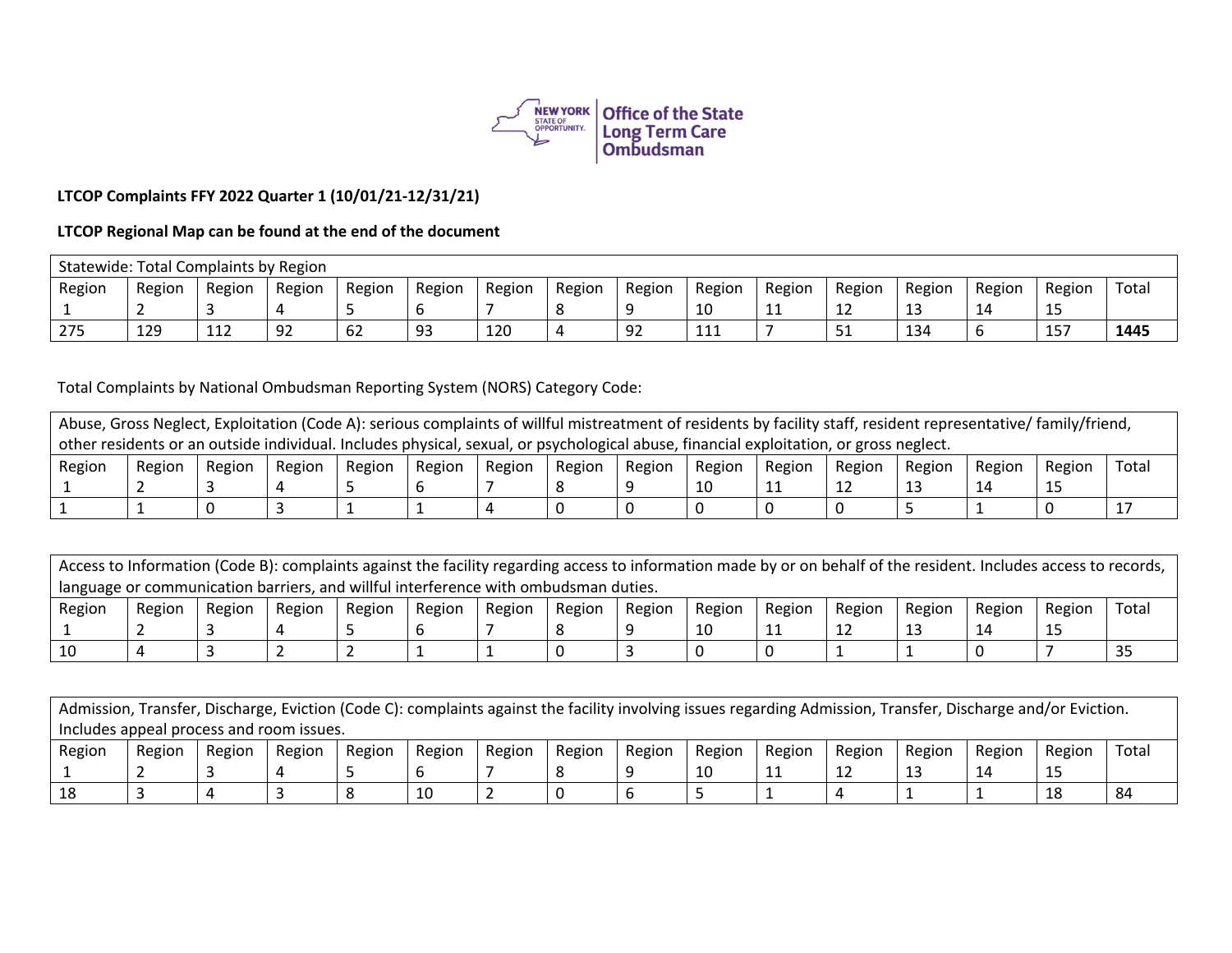Office of the State Long Term Care Ombudsman

**LTCOP Complaints FFY 2022 Quarter 1 (10/01/21-12/31/21)**

**LTCOP Regional Map can be found at the end of the document**

| Statewide: Total Complaints by Region | | | | | | | | | | | | | | | |
|---|---|---|---|---|---|---|---|---|---|---|---|---|---|---|---|
| Region 1 | Region 2 | Region 3 | Region 4 | Region 5 | Region 6 | Region 7 | Region 8 | Region 9 | Region 10 | Region 11 | Region 12 | Region 13 | Region 14 | Region 15 | Total |
| 275 | 129 | 112 | 92 | 62 | 93 | 120 | 4 | 92 | 111 | 7 | 51 | 134 | 6 | 157 | **1445** |

Total Complaints by National Ombudsman Reporting System (NORS) Category Code:

| Abuse, Gross Neglect, Exploitation (Code A): serious complaints of willful mistreatment of residents by facility staff, resident representative/ family/friend, other residents or an outside individual. Includes physical, sexual, or psychological abuse, financial exploitation, or gross neglect. | | | | | | | | | | | | | | | |
|---|---|---|---|---|---|---|---|---|---|---|---|---|---|---|---|
| Region 1 | Region 2 | Region 3 | Region 4 | Region 5 | Region 6 | Region 7 | Region 8 | Region 9 | Region 10 | Region 11 | Region 12 | Region 13 | Region 14 | Region 15 | Total |
| 1 | 1 | 0 | 3 | 1 | 1 | 4 | 0 | 0 | 0 | 0 | 0 | 5 | 1 | 0 | 17 |

| Access to Information (Code B): complaints against the facility regarding access to information made by or on behalf of the resident. Includes access to records, language or communication barriers, and willful interference with ombudsman duties. | | | | | | | | | | | | | | | |
|---|---|---|---|---|---|---|---|---|---|---|---|---|---|---|---|
| Region 1 | Region 2 | Region 3 | Region 4 | Region 5 | Region 6 | Region 7 | Region 8 | Region 9 | Region 10 | Region 11 | Region 12 | Region 13 | Region 14 | Region 15 | Total |
| 10 | 4 | 3 | 2 | 2 | 1 | 1 | 0 | 3 | 0 | 0 | 1 | 1 | 0 | 7 | 35 |

| Admission, Transfer, Discharge, Eviction (Code C): complaints against the facility involving issues regarding Admission, Transfer, Discharge and/or Eviction. Includes appeal process and room issues. | | | | | | | | | | | | | | | |
|---|---|---|---|---|---|---|---|---|---|---|---|---|---|---|---|
| Region 1 | Region 2 | Region 3 | Region 4 | Region 5 | Region 6 | Region 7 | Region 8 | Region 9 | Region 10 | Region 11 | Region 12 | Region 13 | Region 14 | Region 15 | Total |
| 18 | 3 | 4 | 3 | 8 | 10 | 2 | 0 | 6 | 5 | 1 | 4 | 1 | 1 | 18 | 84 |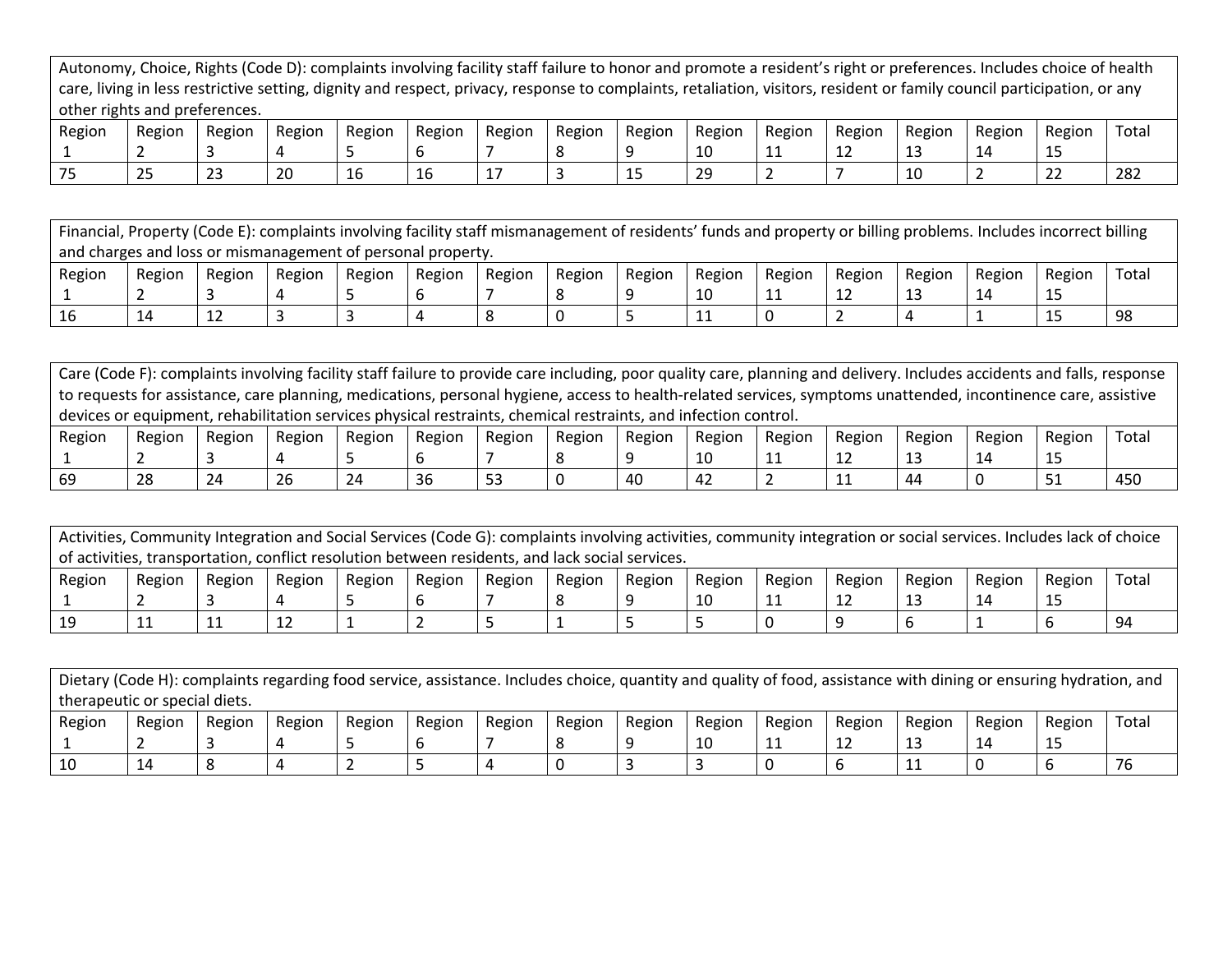| Autonomy, Choice, Rights (Code D): complaints involving facility staff failure to honor and promote a resident's right or preferences. Includes choice of health care, living in less restrictive setting, dignity and respect, privacy, response to complaints, retaliation, visitors, resident or family council participation, or any other rights and preferences. | | | | | | | | | | | | | | | |
|---|---|---|---|---|---|---|---|---|---|---|---|---|---|---|---|
| Region 1 | Region 2 | Region 3 | Region 4 | Region 5 | Region 6 | Region 7 | Region 8 | Region 9 | Region 10 | Region 11 | Region 12 | Region 13 | Region 14 | Region 15 | Total |
| 75 | 25 | 23 | 20 | 16 | 16 | 17 | 3 | 15 | 29 | 2 | 7 | 10 | 2 | 22 | 282 |

| Financial, Property (Code E): complaints involving facility staff mismanagement of residents' funds and property or billing problems. Includes incorrect billing and charges and loss or mismanagement of personal property. | | | | | | | | | | | | | | | |
|---|---|---|---|---|---|---|---|---|---|---|---|---|---|---|---|
| Region 1 | Region 2 | Region 3 | Region 4 | Region 5 | Region 6 | Region 7 | Region 8 | Region 9 | Region 10 | Region 11 | Region 12 | Region 13 | Region 14 | Region 15 | Total |
| 16 | 14 | 12 | 3 | 3 | 4 | 8 | 0 | 5 | 11 | 0 | 2 | 4 | 1 | 15 | 98 |

| Care (Code F): complaints involving facility staff failure to provide care including, poor quality care, planning and delivery. Includes accidents and falls, response to requests for assistance, care planning, medications, personal hygiene, access to health-related services, symptoms unattended, incontinence care, assistive devices or equipment, rehabilitation services physical restraints, chemical restraints, and infection control. | | | | | | | | | | | | | | | |
|---|---|---|---|---|---|---|---|---|---|---|---|---|---|---|---|
| Region 1 | Region 2 | Region 3 | Region 4 | Region 5 | Region 6 | Region 7 | Region 8 | Region 9 | Region 10 | Region 11 | Region 12 | Region 13 | Region 14 | Region 15 | Total |
| 69 | 28 | 24 | 26 | 24 | 36 | 53 | 0 | 40 | 42 | 2 | 11 | 44 | 0 | 51 | 450 |

| Activities, Community Integration and Social Services (Code G): complaints involving activities, community integration or social services. Includes lack of choice of activities, transportation, conflict resolution between residents, and lack social services. | | | | | | | | | | | | | | | |
|---|---|---|---|---|---|---|---|---|---|---|---|---|---|---|---|
| Region 1 | Region 2 | Region 3 | Region 4 | Region 5 | Region 6 | Region 7 | Region 8 | Region 9 | Region 10 | Region 11 | Region 12 | Region 13 | Region 14 | Region 15 | Total |
| 19 | 11 | 11 | 12 | 1 | 2 | 5 | 1 | 5 | 5 | 0 | 9 | 6 | 1 | 6 | 94 |

| Dietary (Code H): complaints regarding food service, assistance. Includes choice, quantity and quality of food, assistance with dining or ensuring hydration, and therapeutic or special diets. | | | | | | | | | | | | | | | |
|---|---|---|---|---|---|---|---|---|---|---|---|---|---|---|---|
| Region 1 | Region 2 | Region 3 | Region 4 | Region 5 | Region 6 | Region 7 | Region 8 | Region 9 | Region 10 | Region 11 | Region 12 | Region 13 | Region 14 | Region 15 | Total |
| 10 | 14 | 8 | 4 | 2 | 5 | 4 | 0 | 3 | 3 | 0 | 6 | 11 | 0 | 6 | 76 |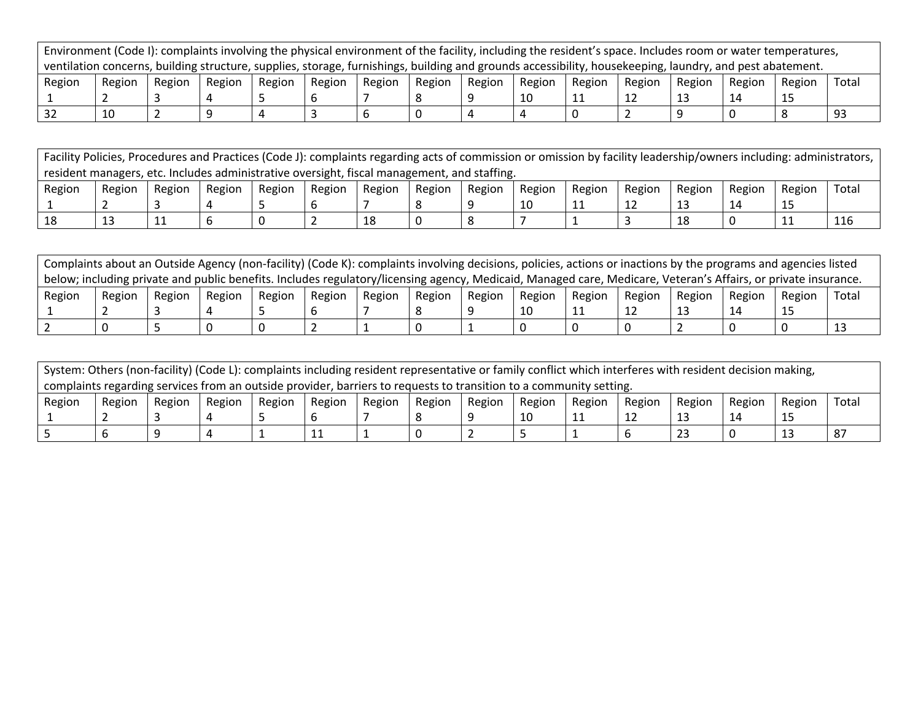| Environment (Code I): complaints involving the physical environment of the facility, including the resident's space. Includes room or water temperatures, ventilation concerns, building structure, supplies, storage, furnishings, building and grounds accessibility, housekeeping, laundry, and pest abatement. | | | | | | | | | | | | | | | |
|---|---|---|---|---|---|---|---|---|---|---|---|---|---|---|---|
| Region 1 | Region 2 | Region 3 | Region 4 | Region 5 | Region 6 | Region 7 | Region 8 | Region 9 | Region 10 | Region 11 | Region 12 | Region 13 | Region 14 | Region 15 | Total |
| 32 | 10 | 2 | 9 | 4 | 3 | 6 | 0 | 4 | 4 | 0 | 2 | 9 | 0 | 8 | 93 |

| Facility Policies, Procedures and Practices (Code J): complaints regarding acts of commission or omission by facility leadership/owners including: administrators, resident managers, etc. Includes administrative oversight, fiscal management, and staffing. | | | | | | | | | | | | | | | |
|---|---|---|---|---|---|---|---|---|---|---|---|---|---|---|---|
| Region 1 | Region 2 | Region 3 | Region 4 | Region 5 | Region 6 | Region 7 | Region 8 | Region 9 | Region 10 | Region 11 | Region 12 | Region 13 | Region 14 | Region 15 | Total |
| 18 | 13 | 11 | 6 | 0 | 2 | 18 | 0 | 8 | 7 | 1 | 3 | 18 | 0 | 11 | 116 |

| Complaints about an Outside Agency (non-facility) (Code K): complaints involving decisions, policies, actions or inactions by the programs and agencies listed below; including private and public benefits. Includes regulatory/licensing agency, Medicaid, Managed care, Medicare, Veteran's Affairs, or private insurance. | | | | | | | | | | | | | | | |
|---|---|---|---|---|---|---|---|---|---|---|---|---|---|---|---|
| Region 1 | Region 2 | Region 3 | Region 4 | Region 5 | Region 6 | Region 7 | Region 8 | Region 9 | Region 10 | Region 11 | Region 12 | Region 13 | Region 14 | Region 15 | Total |
| 2 | 0 | 5 | 0 | 0 | 2 | 1 | 0 | 1 | 0 | 0 | 0 | 2 | 0 | 0 | 13 |

| System: Others (non-facility) (Code L): complaints including resident representative or family conflict which interferes with resident decision making, complaints regarding services from an outside provider, barriers to requests to transition to a community setting. | | | | | | | | | | | | | | | |
|---|---|---|---|---|---|---|---|---|---|---|---|---|---|---|---|
| Region 1 | Region 2 | Region 3 | Region 4 | Region 5 | Region 6 | Region 7 | Region 8 | Region 9 | Region 10 | Region 11 | Region 12 | Region 13 | Region 14 | Region 15 | Total |
| 5 | 6 | 9 | 4 | 1 | 11 | 1 | 0 | 2 | 5 | 1 | 6 | 23 | 0 | 13 | 87 |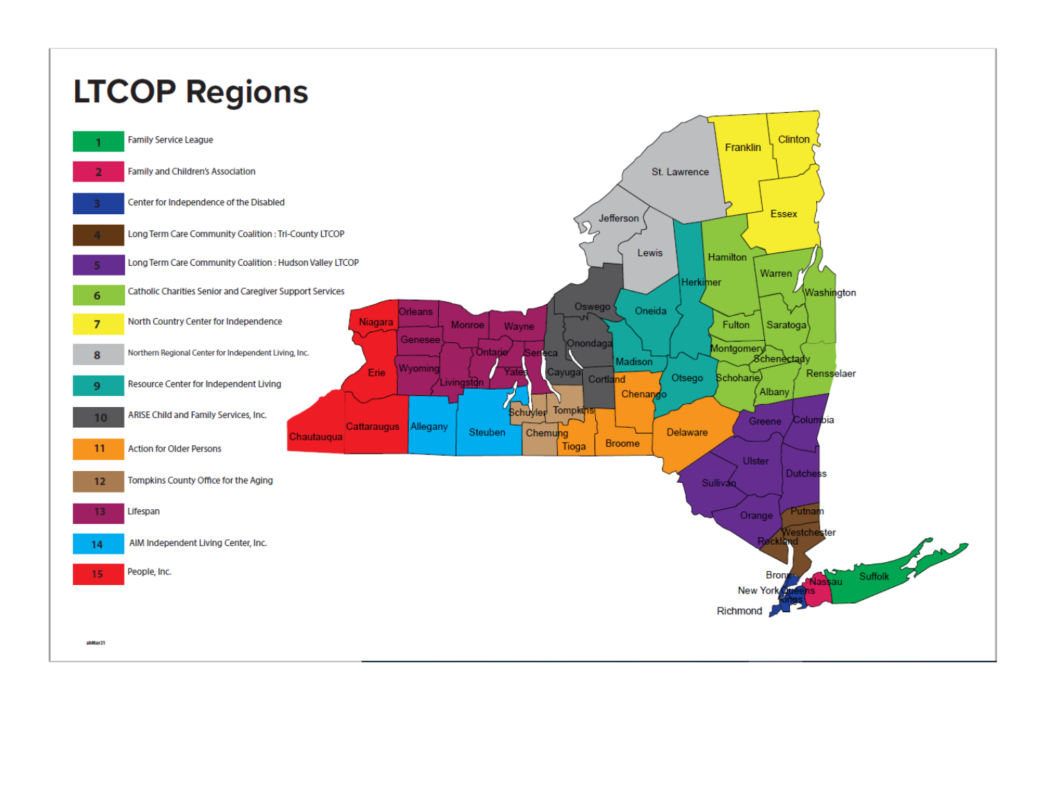# LTCOP Regions

1 Family Service League

2 Family and Children's Association

3 Center for Independence of the Disabled

4 Long Term Care Community Coalition : Tri-County LTCOP

5 Long Term Care Community Coalition : Hudson Valley LTCOP

6 Catholic Charities Senior and Caregiver Support Services

7 North Country Center for Independence

8 Northern Regional Center for Independent Living, Inc.

9 Resource Center for Independent Living

10 ARISE Child and Family Services, Inc.

11 Action for Older Persons

12 Tompkins County Office for the Aging

13 Lifespan

14 AIM Independent Living Center, Inc.

15 People, Inc.

Franklin
Clinton
St. Lawrence
Essex
Jefferson
Lewis
Hamilton
Warren
Washington
Herkimer
Oswego
Oneida
Fulton
Saratoga
Niagara
Orleans
Monroe
Wayne
Genesee
Onondaga
Montgomery
Ontario
Seneca
Schenectady
Madison
Erie
Wyoming
Yates
Cayuga
Rensselaer
Otsego
Schoharie
Livingston
Cortland
Chenango
Albany
Schuyler
Tompkins
Columbia
Greene
Chautauqua
Cattaraugus
Allegany
Steuben
Chemung
Delaware
Tioga
Broome
Ulster
Dutchess
Sullivan
Orange
Putnam
Westchester
Rockland
Bronx
Nassau
Suffolk
New York
Queens
Kings
Richmond

ahMay21